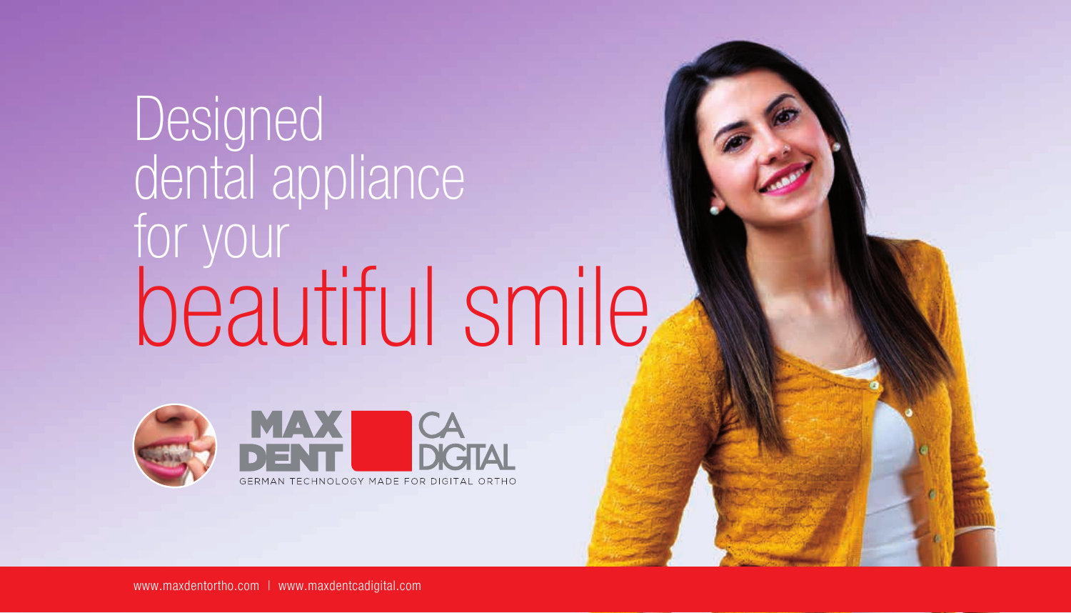# Designed dental appliance for your beautiful smile

MAX DENT | CA DIGITAL

GERMAN TECHNOLOGY MADE FOR DIGITAL ORTHO

www.maxdentortho.com | www.maxdentcadigital.com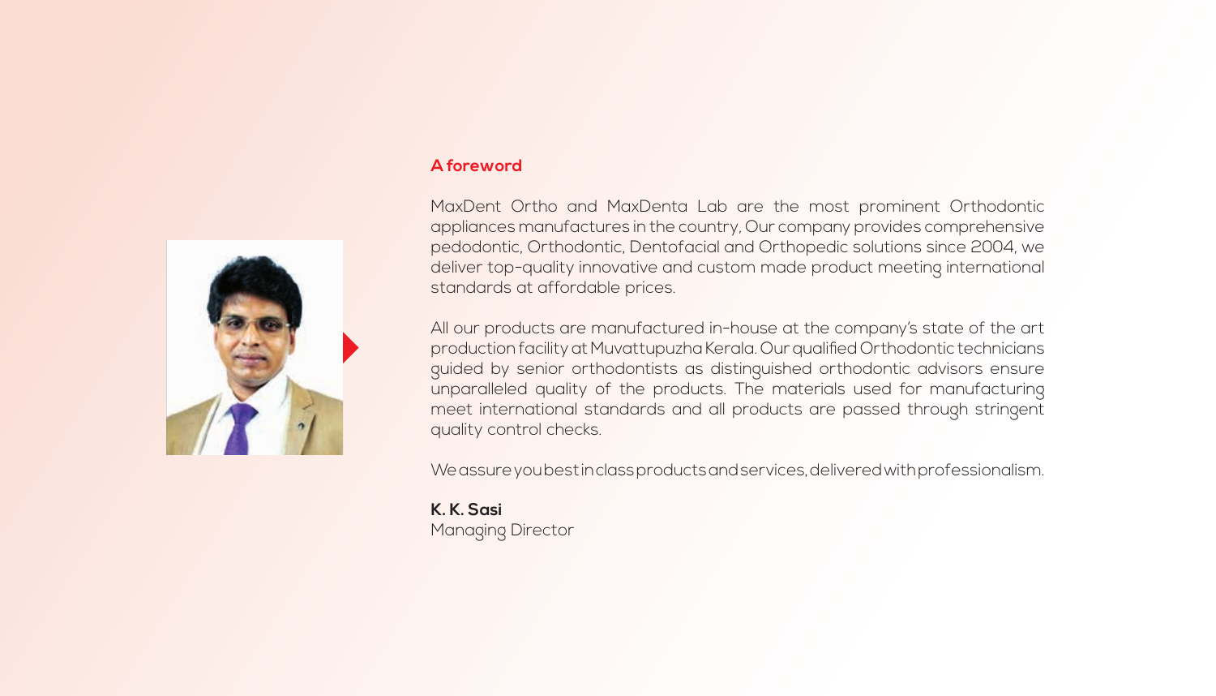## A foreword

MaxDent Ortho and MaxDenta Lab are the most prominent Orthodontic appliances manufactures in the country, Our company provides comprehensive pedodontic, Orthodontic, Dentofacial and Orthopedic solutions since 2004, we deliver top-quality innovative and custom made product meeting international standards at affordable prices.

All our products are manufactured in-house at the company's state of the art production facility at Muvattupuzha Kerala. Our qualified Orthodontic technicians guided by senior orthodontists as distinguished orthodontic advisors ensure unparalleled quality of the products. The materials used for manufacturing meet international standards and all products are passed through stringent quality control checks.

We assure you best in class products and services, delivered with professionalism.

**K. K. Sasi**
Managing Director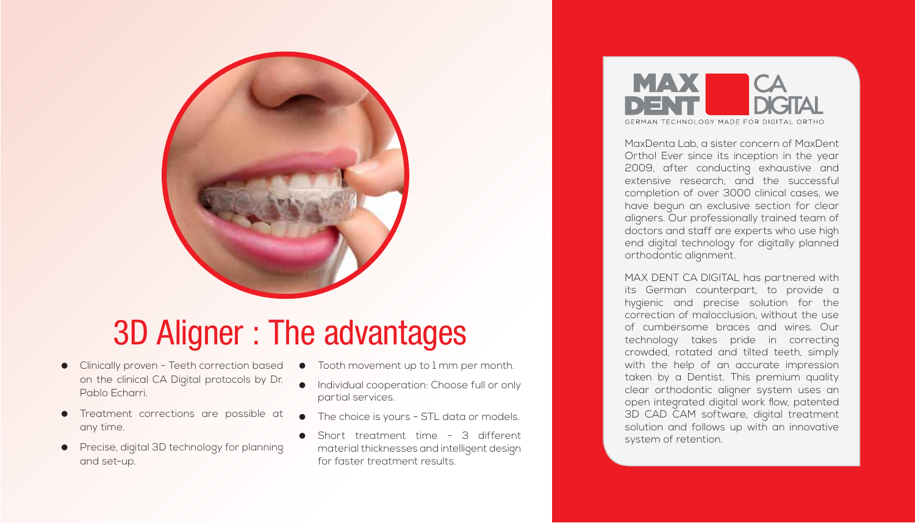# 3D Aligner : The advantages

- Clinically proven - Teeth correction based on the clinical CA Digital protocols by Dr. Pablo Echarri.
- Treatment corrections are possible at any time.
- Precise, digital 3D technology for planning and set-up.
- Tooth movement up to 1 mm per month.
- Individual cooperation: Choose full or only partial services.
- The choice is yours - STL data or models.
- Short treatment time - 3 different material thicknesses and intelligent design for faster treatment results.

MAX DENT CA DIGITAL

GERMAN TECHNOLOGY MADE FOR DIGITAL ORTHO

MaxDenta Lab, a sister concern of MaxDent Ortho! Ever since its inception in the year 2009, after conducting exhaustive and extensive research, and the successful completion of over 3000 clinical cases, we have begun an exclusive section for clear aligners. Our professionally trained team of doctors and staff are experts who use high end digital technology for digitally planned orthodontic alignment.

MAX DENT CA DIGITAL has partnered with its German counterpart, to provide a hygienic and precise solution for the correction of malocclusion, without the use of cumbersome braces and wires. Our technology takes pride in correcting crowded, rotated and tilted teeth, simply with the help of an accurate impression taken by a Dentist. This premium quality clear orthodontic aligner system uses an open integrated digital work flow, patented 3D CAD CAM software, digital treatment solution and follows up with an innovative system of retention.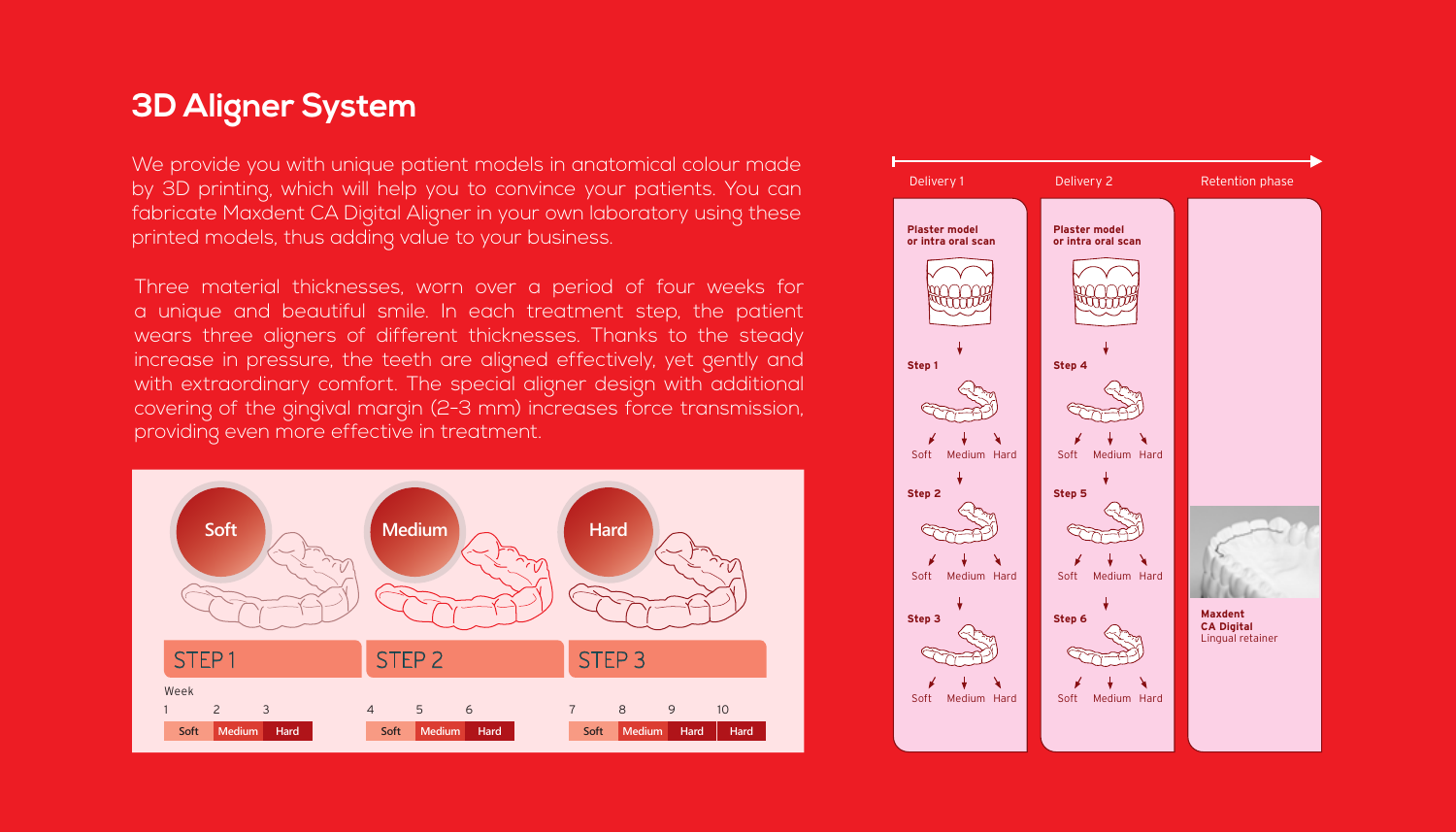# 3D Aligner System

We provide you with unique patient models in anatomical colour made by 3D printing, which will help you to convince your patients. You can fabricate Maxdent CA Digital Aligner in your own laboratory using these printed models, thus adding value to your business.

Three material thicknesses, worn over a period of four weeks for a unique and beautiful smile. In each treatment step, the patient wears three aligners of different thicknesses. Thanks to the steady increase in pressure, the teeth are aligned effectively, yet gently and with extraordinary comfort. The special aligner design with additional covering of the gingival margin (2-3 mm) increases force transmission, providing even more effective in treatment.

Soft | Medium | Hard

| STEP 1 | | | STEP 2 | | | STEP 3 | | | |
|---|---|---|---|---|---|---|---|---|---|
| Week 1 | 2 | 3 | 4 | 5 | 6 | 7 | 8 | 9 | 10 |
| Soft | Medium | Hard | Soft | Medium | Hard | Soft | Medium | Hard | Hard |

Delivery 1

**Plaster model or intra oral scan**

**Step 1** — Soft, Medium, Hard

**Step 2** — Soft, Medium, Hard

**Step 3** — Soft, Medium, Hard

Delivery 2

**Plaster model or intra oral scan**

**Step 4** — Soft, Medium, Hard

**Step 5** — Soft, Medium, Hard

**Step 6** — Soft, Medium, Hard

Retention phase

**Maxdent CA Digital** Lingual retainer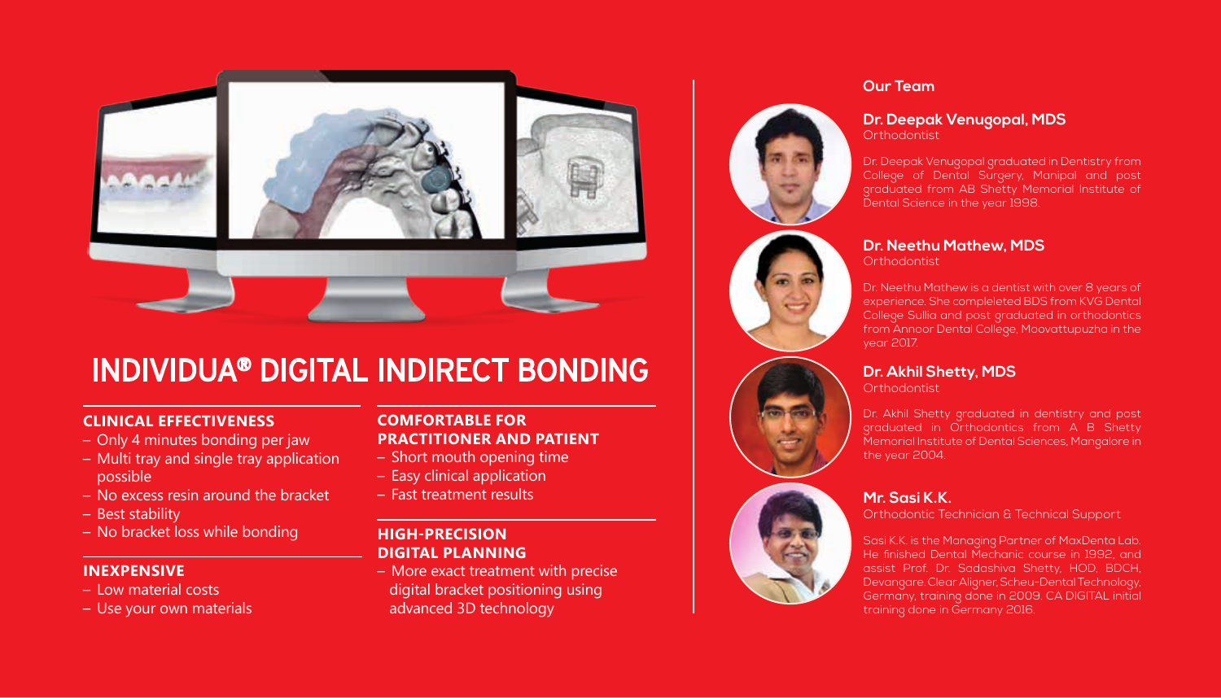# INDIVIDUA® DIGITAL INDIRECT BONDING

### CLINICAL EFFECTIVENESS

- Only 4 minutes bonding per jaw
- Multi tray and single tray application possible
- No excess resin around the bracket
- Best stability
- No bracket loss while bonding

### INEXPENSIVE

- Low material costs
- Use your own materials

### COMFORTABLE FOR PRACTITIONER AND PATIENT

- Short mouth opening time
- Easy clinical application
- Fast treatment results

### HIGH-PRECISION DIGITAL PLANNING

- More exact treatment with precise digital bracket positioning using advanced 3D technology

## Our Team

### Dr. Deepak Venugopal, MDS

Orthodontist

Dr. Deepak Venugopal graduated in Dentistry from College of Dental Surgery, Manipal and post graduated from AB Shetty Memorial Institute of Dental Science in the year 1998.

### Dr. Neethu Mathew, MDS

Orthodontist

Dr. Neethu Mathew is a dentist with over 8 years of experience. She compleleted BDS from KVG Dental College Sullia and post graduated in orthodontics from Annoor Dental College, Moovattupuzha in the year 2017.

### Dr. Akhil Shetty, MDS

Orthodontist

Dr. Akhil Shetty graduated in dentistry and post graduated in Orthodontics from A B Shetty Memorial Institute of Dental Sciences, Mangalore in the year 2004.

### Mr. Sasi K.K.

Orthodontic Technician & Technical Support

Sasi K.K. is the Managing Partner of MaxDenta Lab. He finished Dental Mechanic course in 1992, and assist Prof. Dr. Sadashiva Shetty, HOD, BDCH, Devangare. Clear Aligner, Scheu-Dental Technology, Germany, training done in 2009. CA DIGITAL initial training done in Germany 2016.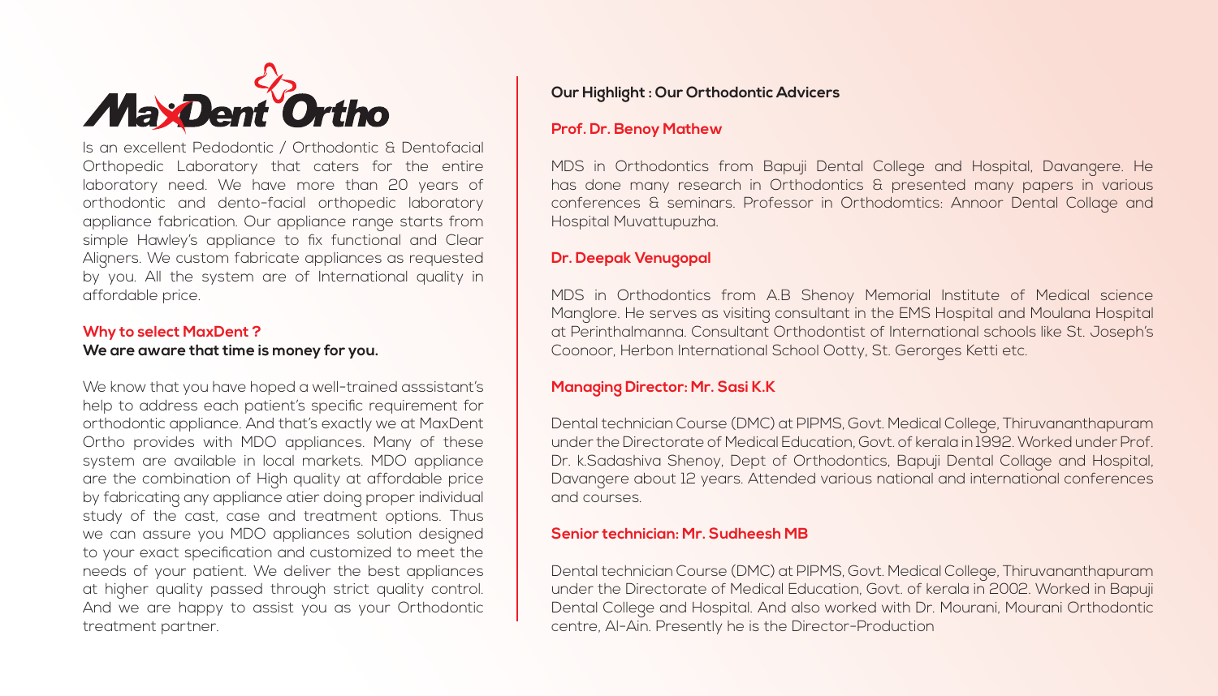# MaxDent Ortho

Is an excellent Pedodontic / Orthodontic & Dentofacial Orthopedic Laboratory that caters for the entire laboratory need. We have more than 20 years of orthodontic and dento-facial orthopedic laboratory appliance fabrication. Our appliance range starts from simple Hawley's appliance to fix functional and Clear Aligners. We custom fabricate appliances as requested by you. All the system are of International quality in affordable price.

**Why to select MaxDent ?**

**We are aware that time is money for you.**

We know that you have hoped a well-trained asssistant's help to address each patient's specific requirement for orthodontic appliance. And that's exactly we at MaxDent Ortho provides with MDO appliances. Many of these system are available in local markets. MDO appliance are the combination of High quality at affordable price by fabricating any appliance atier doing proper individual study of the cast, case and treatment options. Thus we can assure you MDO appliances solution designed to your exact specification and customized to meet the needs of your patient. We deliver the best appliances at higher quality passed through strict quality control. And we are happy to assist you as your Orthodontic treatment partner.

## Our Highlight : Our Orthodontic Advicers

**Prof. Dr. Benoy Mathew**

MDS in Orthodontics from Bapuji Dental College and Hospital, Davangere. He has done many research in Orthodontics & presented many papers in various conferences & seminars. Professor in Orthodomtics: Annoor Dental Collage and Hospital Muvattupuzha.

**Dr. Deepak Venugopal**

MDS in Orthodontics from A.B Shenoy Memorial Institute of Medical science Manglore. He serves as visiting consultant in the EMS Hospital and Moulana Hospital at Perinthalmanna. Consultant Orthodontist of International schools like St. Joseph's Coonoor, Herbon International School Ootty, St. Gerorges Ketti etc.

**Managing Director: Mr. Sasi K.K**

Dental technician Course (DMC) at PIPMS, Govt. Medical College, Thiruvananthapuram under the Directorate of Medical Education, Govt. of kerala in 1992. Worked under Prof. Dr. k.Sadashiva Shenoy, Dept of Orthodontics, Bapuji Dental Collage and Hospital, Davangere about 12 years. Attended various national and international conferences and courses.

**Senior technician: Mr. Sudheesh MB**

Dental technician Course (DMC) at PIPMS, Govt. Medical College, Thiruvananthapuram under the Directorate of Medical Education, Govt. of kerala in 2002. Worked in Bapuji Dental College and Hospital. And also worked with Dr. Mourani, Mourani Orthodontic centre, Al-Ain. Presently he is the Director-Production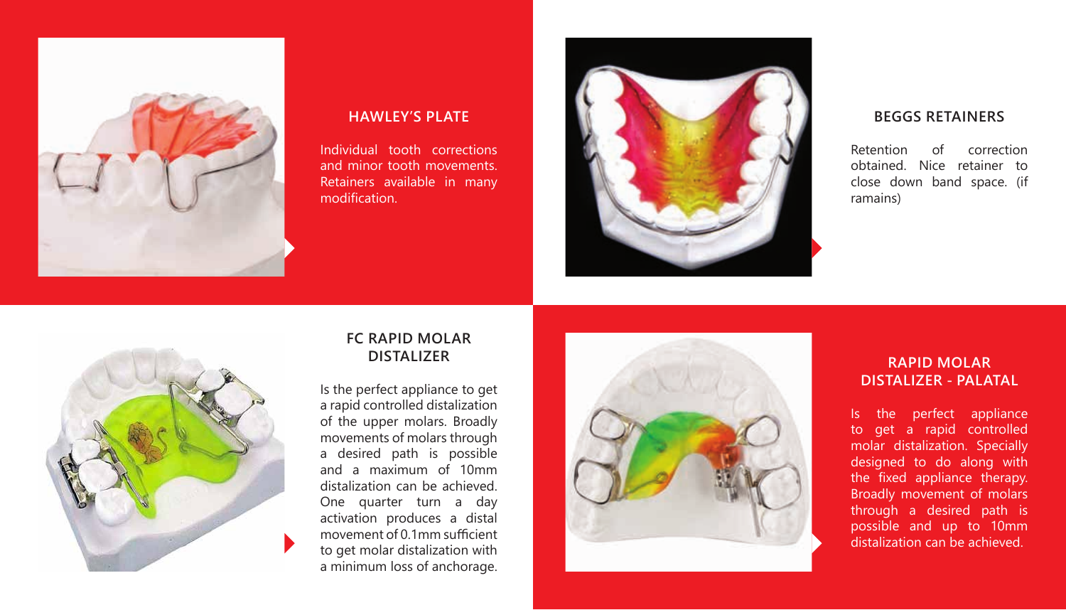## HAWLEY'S PLATE

Individual tooth corrections and minor tooth movements. Retainers available in many modification.

## BEGGS RETAINERS

Retention of correction obtained. Nice retainer to close down band space. (if ramains)

## FC RAPID MOLAR DISTALIZER

Is the perfect appliance to get a rapid controlled distalization of the upper molars. Broadly movements of molars through a desired path is possible and a maximum of 10mm distalization can be achieved. One quarter turn a day activation produces a distal movement of 0.1mm sufficient to get molar distalization with a minimum loss of anchorage.

## RAPID MOLAR DISTALIZER - PALATAL

Is the perfect appliance to get a rapid controlled molar distalization. Specially designed to do along with the fixed appliance therapy. Broadly movement of molars through a desired path is possible and up to 10mm distalization can be achieved.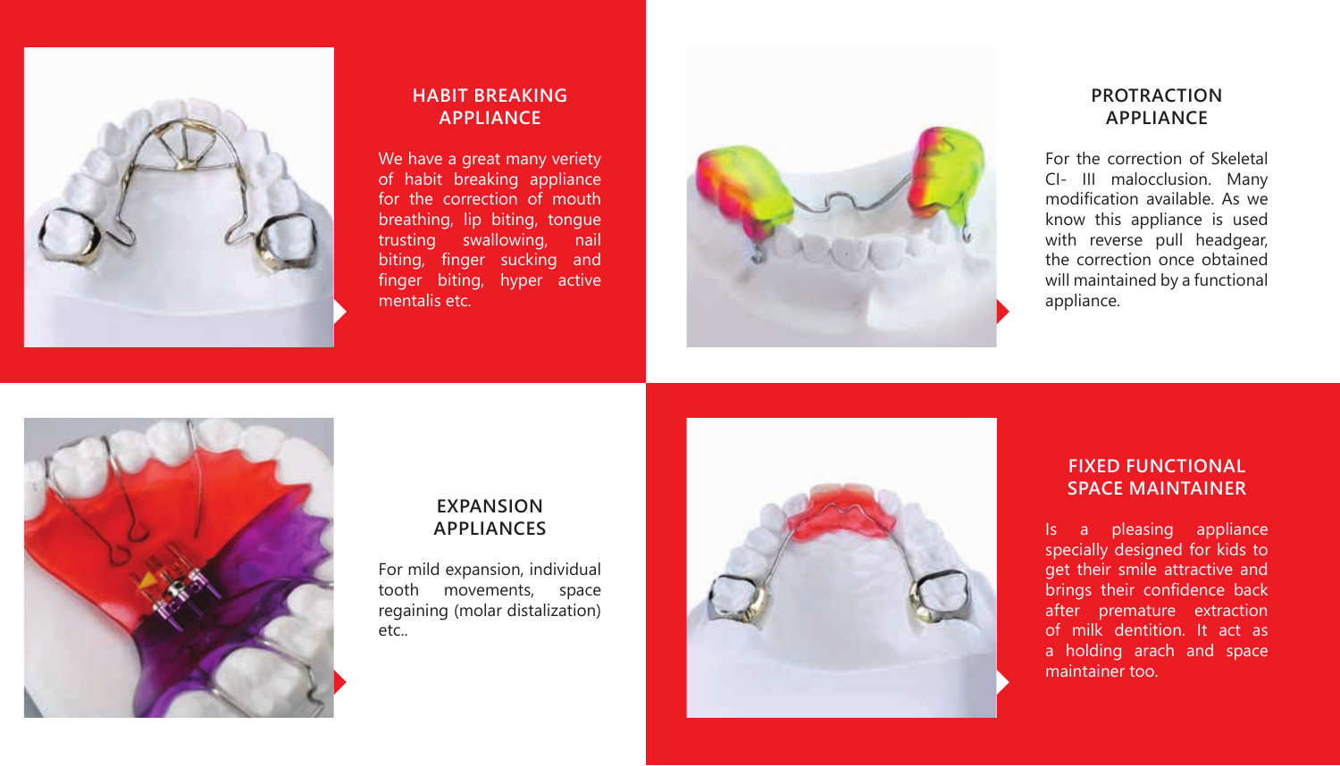## HABIT BREAKING APPLIANCE

We have a great many veriety of habit breaking appliance for the correction of mouth breathing, lip biting, tongue trusting swallowing, nail biting, finger sucking and finger biting, hyper active mentalis etc.

## PROTRACTION APPLIANCE

For the correction of Skeletal Cl- III malocclusion. Many modification available. As we know this appliance is used with reverse pull headgear, the correction once obtained will maintained by a functional appliance.

## EXPANSION APPLIANCES

For mild expansion, individual tooth movements, space regaining (molar distalization) etc..

## FIXED FUNCTIONAL SPACE MAINTAINER

Is a pleasing appliance specially designed for kids to get their smile attractive and brings their confidence back after premature extraction of milk dentition. It act as a holding arach and space maintainer too.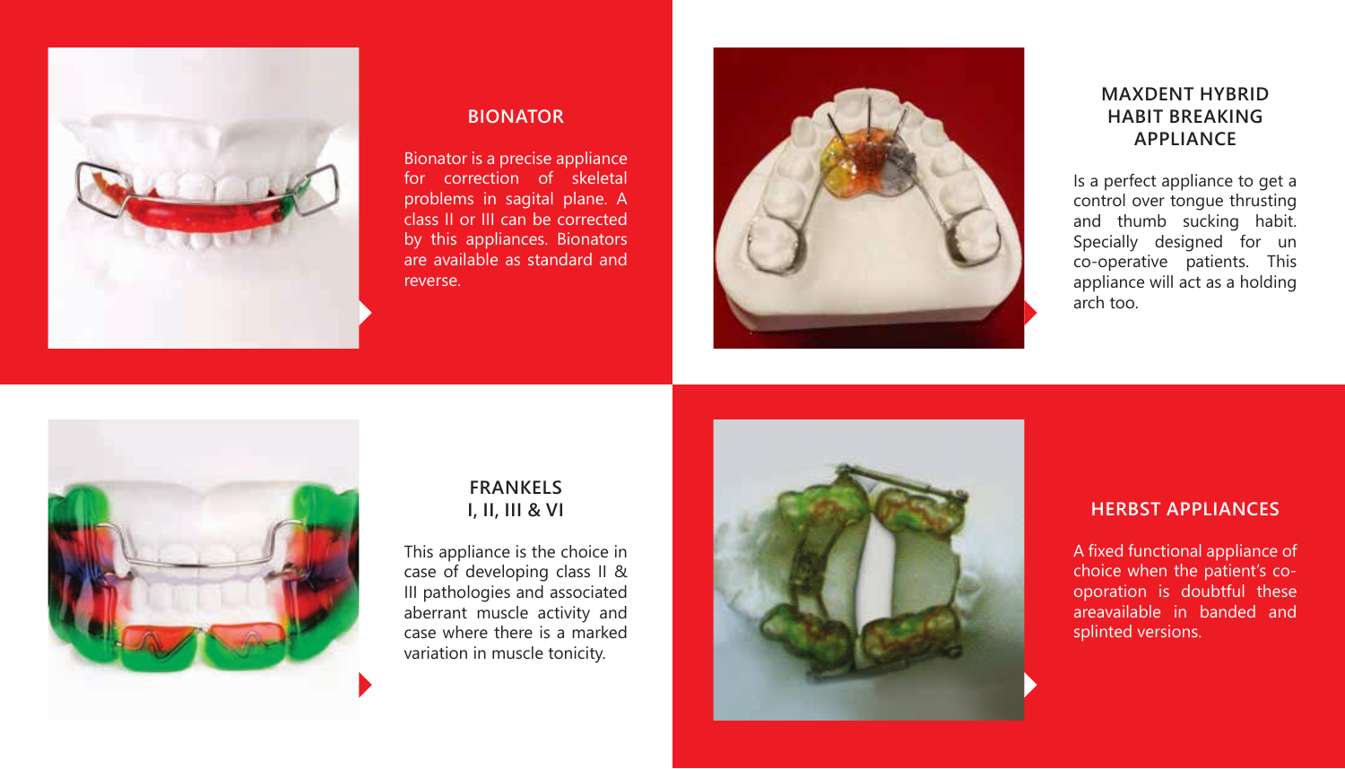## BIONATOR

Bionator is a precise appliance for correction of skeletal problems in sagital plane. A class II or III can be corrected by this appliances. Bionators are available as standard and reverse.

## MAXDENT HYBRID HABIT BREAKING APPLIANCE

Is a perfect appliance to get a control over tongue thrusting and thumb sucking habit. Specially designed for un co-operative patients. This appliance will act as a holding arch too.

## FRANKELS I, II, III & VI

This appliance is the choice in case of developing class II & III pathologies and associated aberrant muscle activity and case where there is a marked variation in muscle tonicity.

## HERBST APPLIANCES

A fixed functional appliance of choice when the patient's co-oporation is doubtful these areavailable in banded and splinted versions.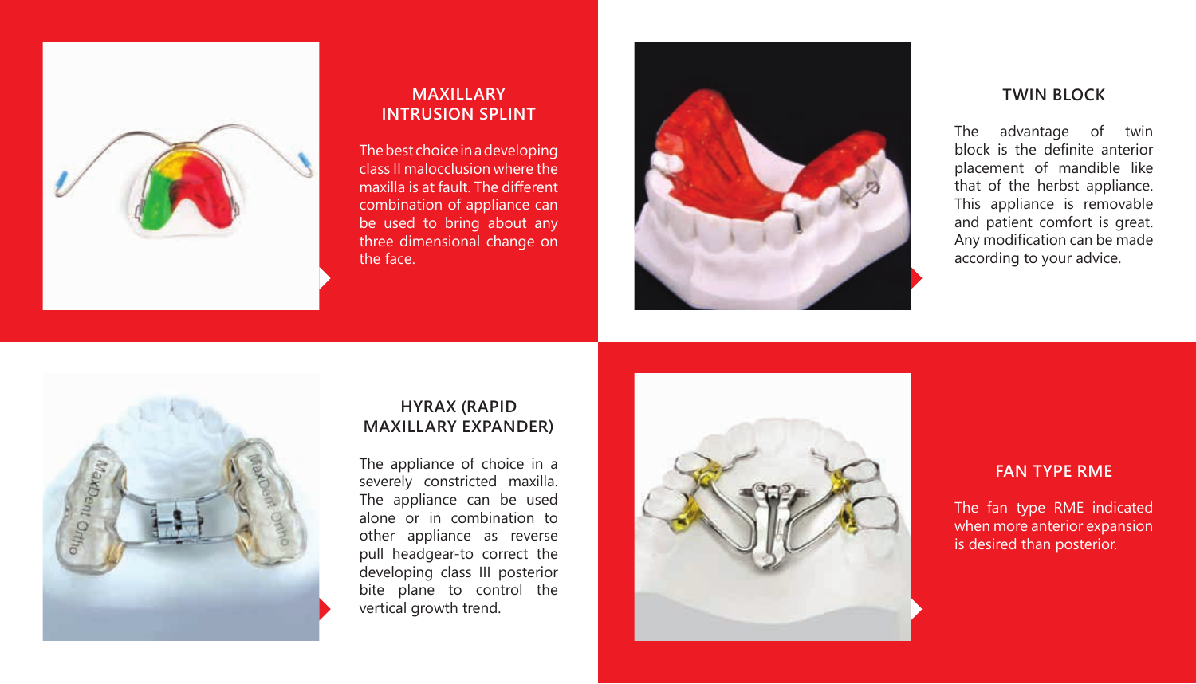## MAXILLARY INTRUSION SPLINT

The best choice in a developing class II malocclusion where the maxilla is at fault. The different combination of appliance can be used to bring about any three dimensional change on the face.

## TWIN BLOCK

The advantage of twin block is the definite anterior placement of mandible like that of the herbst appliance. This appliance is removable and patient comfort is great. Any modification can be made according to your advice.

## HYRAX (RAPID MAXILLARY EXPANDER)

The appliance of choice in a severely constricted maxilla. The appliance can be used alone or in combination to other appliance as reverse pull headgear-to correct the developing class III posterior bite plane to control the vertical growth trend.

## FAN TYPE RME

The fan type RME indicated when more anterior expansion is desired than posterior.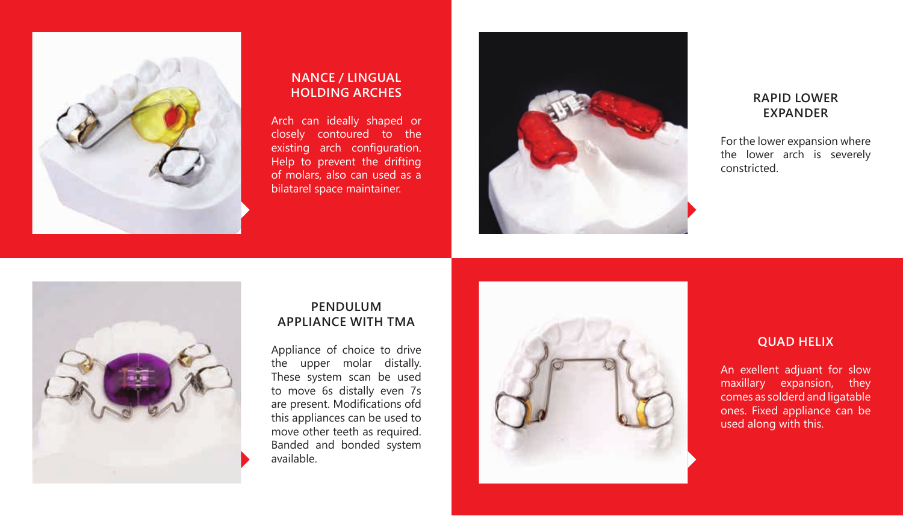## NANCE / LINGUAL HOLDING ARCHES

Arch can ideally shaped or closely contoured to the existing arch configuration. Help to prevent the drifting of molars, also can used as a bilatarel space maintainer.

## RAPID LOWER EXPANDER

For the lower expansion where the lower arch is severely constricted.

## PENDULUM APPLIANCE WITH TMA

Appliance of choice to drive the upper molar distally. These system scan be used to move 6s distally even 7s are present. Modifications ofd this appliances can be used to move other teeth as required. Banded and bonded system available.

## QUAD HELIX

An exellent adjuant for slow maxillary expansion, they comes as solderd and ligatable ones. Fixed appliance can be used along with this.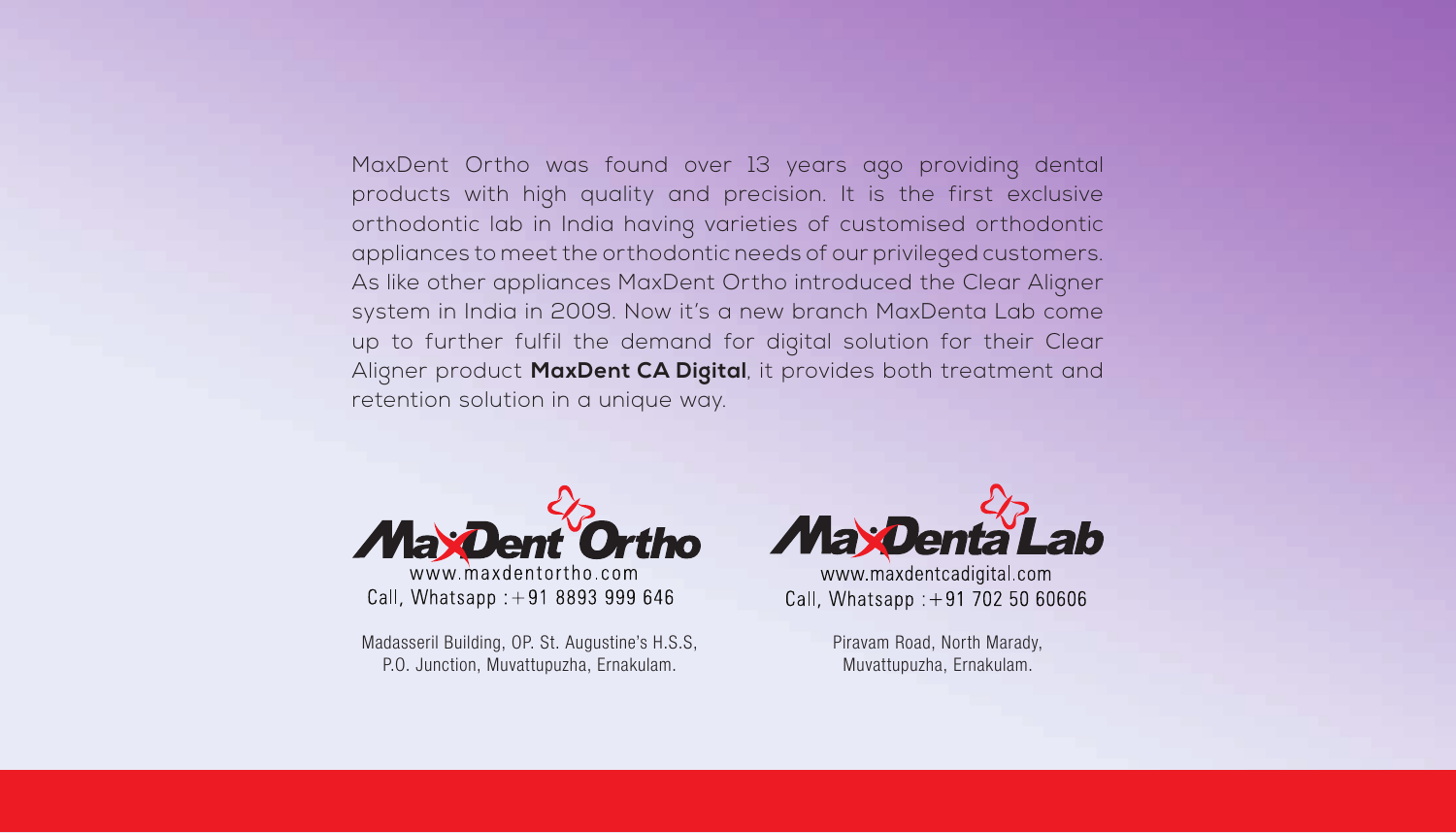MaxDent Ortho was found over 13 years ago providing dental products with high quality and precision. It is the first exclusive orthodontic lab in India having varieties of customised orthodontic appliances to meet the orthodontic needs of our privileged customers. As like other appliances MaxDent Ortho introduced the Clear Aligner system in India in 2009. Now it's a new branch MaxDenta Lab come up to further fulfil the demand for digital solution for their Clear Aligner product **MaxDent CA Digital**, it provides both treatment and retention solution in a unique way.

**MaxDent Ortho**

www.maxdentortho.com

Call, Whatsapp : +91 8893 999 646

Madasseril Building, OP. St. Augustine's H.S.S,
P.O. Junction, Muvattupuzha, Ernakulam.

**MaxDenta Lab**

www.maxdentcadigital.com

Call, Whatsapp : +91 702 50 60606

Piravam Road, North Marady,
Muvattupuzha, Ernakulam.